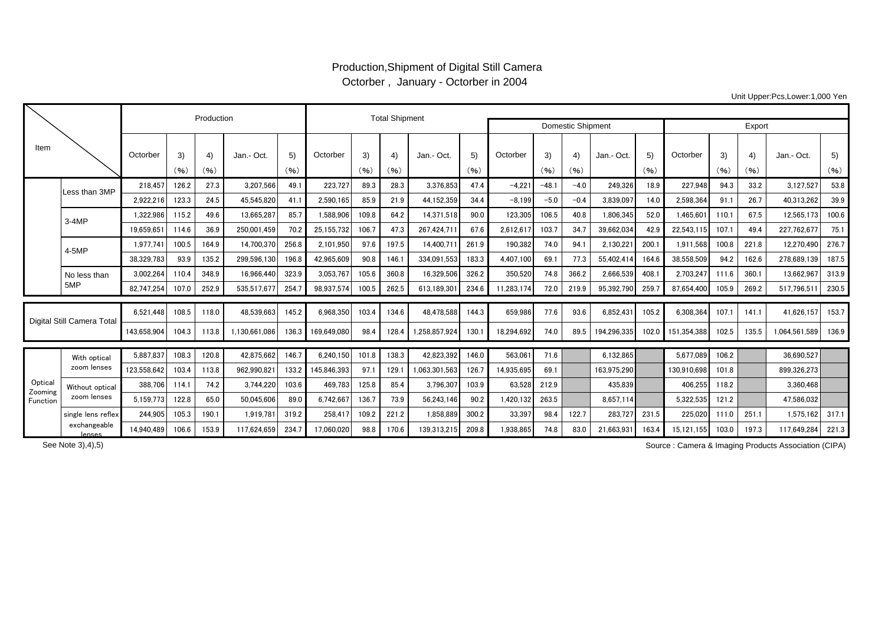# Production,Shipment of Digital Still Camera
## Octorber , January - Octorber in 2004

Unit Upper:Pcs,Lower:1,000 Yen

| Item | | Production | | | | | Total Shipment | | | | | Domestic Shipment | | | | | Export | | | | |
|---|---|---|---|---|---|---|---|---|---|---|---|---|---|---|---|---|---|---|---|---|---|
| | | Octorber | 3) (%) | 4) (%) | Jan.- Oct. | 5) (%) | Octorber | 3) (%) | 4) (%) | Jan.- Oct. | 5) (%) | Octorber | 3) (%) | 4) (%) | Jan.- Oct. | 5) (%) | Octorber | 3) (%) | 4) (%) | Jan.- Oct. | 5) (%) |
| | Less than 3MP | 218,457 | 126.2 | 27.3 | 3,207,566 | 49.1 | 223,727 | 89.3 | 28.3 | 3,376,853 | 47.4 | −4,221 | −48.1 | −4.0 | 249,326 | 18.9 | 227,948 | 94.3 | 33.2 | 3,127,527 | 53.8 |
| | | 2,922,216 | 123.3 | 24.5 | 45,545,820 | 41.1 | 2,590,165 | 85.9 | 21.9 | 44,152,359 | 34.4 | −8,199 | −5.0 | −0.4 | 3,839,097 | 14.0 | 2,598,364 | 91.1 | 26.7 | 40,313,262 | 39.9 |
| | 3-4MP | 1,322,986 | 115.2 | 49.6 | 13,665,287 | 85.7 | 1,588,906 | 109.8 | 64.2 | 14,371,518 | 90.0 | 123,305 | 106.5 | 40.8 | 1,806,345 | 52.0 | 1,465,601 | 110.1 | 67.5 | 12,565,173 | 100.6 |
| | | 19,659,651 | 114.6 | 36.9 | 250,001,459 | 70.2 | 25,155,732 | 106.7 | 47.3 | 267,424,711 | 67.6 | 2,612,617 | 103.7 | 34.7 | 39,662,034 | 42.9 | 22,543,115 | 107.1 | 49.4 | 227,762,677 | 75.1 |
| | 4-5MP | 1,977,741 | 100.5 | 164.9 | 14,700,370 | 256.8 | 2,101,950 | 97.6 | 197.5 | 14,400,711 | 261.9 | 190,382 | 74.0 | 94.1 | 2,130,221 | 200.1 | 1,911,568 | 100.8 | 221.8 | 12,270,490 | 276.7 |
| | | 38,329,783 | 93.9 | 135.2 | 299,596,130 | 196.8 | 42,965,609 | 90.8 | 146.1 | 334,091,553 | 183.3 | 4,407,100 | 69.1 | 77.3 | 55,402,414 | 164.6 | 38,558,509 | 94.2 | 162.6 | 278,689,139 | 187.5 |
| | No less than 5MP | 3,002,264 | 110.4 | 348.9 | 16,966,440 | 323.9 | 3,053,767 | 105.6 | 360.8 | 16,329,506 | 326.2 | 350,520 | 74.8 | 366.2 | 2,666,539 | 408.1 | 2,703,247 | 111.6 | 360.1 | 13,662,967 | 313.9 |
| | | 82,747,254 | 107.0 | 252.9 | 535,517,677 | 254.7 | 98,937,574 | 100.5 | 262.5 | 613,189,301 | 234.6 | 11,283,174 | 72.0 | 219.9 | 95,392,790 | 259.7 | 87,654,400 | 105.9 | 269.2 | 517,796,511 | 230.5 |
| Digital Still Camera Total | | 6,521,448 | 108.5 | 118.0 | 48,539,663 | 145.2 | 6,968,350 | 103.4 | 134.6 | 48,478,588 | 144.3 | 659,986 | 77.6 | 93.6 | 6,852,431 | 105.2 | 6,308,364 | 107.1 | 141.1 | 41,626,157 | 153.7 |
| | | 143,658,904 | 104.3 | 113.8 | 1,130,661,086 | 136.3 | 169,649,080 | 98.4 | 128.4 | 1,258,857,924 | 130.1 | 18,294,692 | 74.0 | 89.5 | 194,296,335 | 102.0 | 151,354,388 | 102.5 | 135.5 | 1,064,561,589 | 136.9 |
| Optical Zooming Function | With optical zoom lenses | 5,887,837 | 108.3 | 120.8 | 42,875,662 | 146.7 | 6,240,150 | 101.8 | 138.3 | 42,823,392 | 146.0 | 563,061 | 71.6 | | 6,132,865 | | 5,677,089 | 106.2 | | 36,690,527 | |
| | | 123,558,642 | 103.4 | 113.8 | 962,990,821 | 133.2 | 145,846,393 | 97.1 | 129.1 | 1,063,301,563 | 126.7 | 14,935,695 | 69.1 | | 163,975,290 | | 130,910,698 | 101.8 | | 899,326,273 | |
| | Without optical zoom lenses | 388,706 | 114.1 | 74.2 | 3,744,220 | 103.6 | 469,783 | 125.8 | 85.4 | 3,796,307 | 103.9 | 63,528 | 212.9 | | 435,839 | | 406,255 | 118.2 | | 3,360,468 | |
| | | 5,159,773 | 122.8 | 65.0 | 50,045,606 | 89.0 | 6,742,667 | 136.7 | 73.9 | 56,243,146 | 90.2 | 1,420,132 | 263.5 | | 8,657,114 | | 5,322,535 | 121.2 | | 47,586,032 | |
| | single lens reflex exchangeable lenses | 244,905 | 105.3 | 190.1 | 1,919,781 | 319.2 | 258,417 | 109.2 | 221.2 | 1,858,889 | 300.2 | 33,397 | 98.4 | 122.7 | 283,727 | 231.5 | 225,020 | 111.0 | 251.1 | 1,575,162 | 317.1 |
| | | 14,940,489 | 106.6 | 153.9 | 117,624,659 | 234.7 | 17,060,020 | 98.8 | 170.6 | 139,313,215 | 209.8 | 1,938,865 | 74.8 | 83.0 | 21,663,931 | 163.4 | 15,121,155 | 103.0 | 197.3 | 117,649,284 | 221.3 |

See Note 3),4),5)

Source : Camera & Imaging Products Association (CIPA)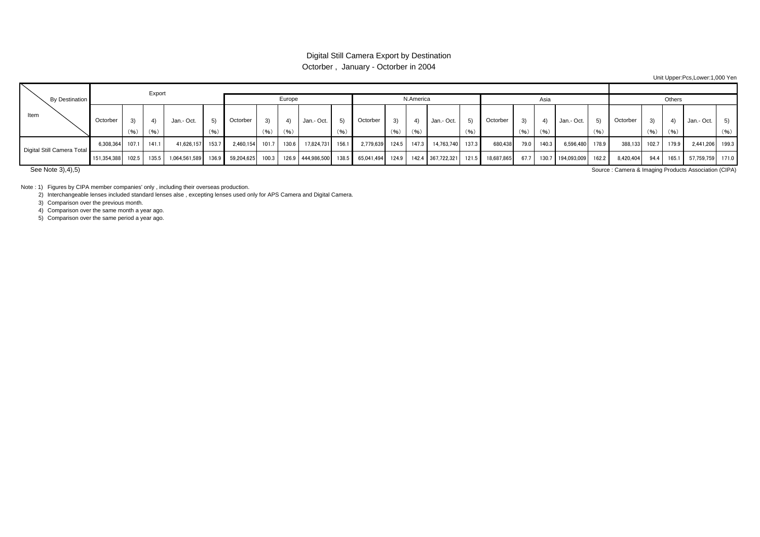Digital Still Camera Export by Destination

Octorber , January - Octorber in 2004

Unit Upper:Pcs,Lower:1,000 Yen

| By Destination / Item | Export | | | | | Europe | | | | | N.America | | | | | Asia | | | | | Others | | | | |
|---|---|---|---|---|---|---|---|---|---|---|---|---|---|---|---|---|---|---|---|---|---|---|---|---|---|
| | Octorber | 3) (%) | 4) (%) | Jan.- Oct. | 5) (%) | Octorber | 3) (%) | 4) (%) | Jan.- Oct. | 5) (%) | Octorber | 3) (%) | 4) (%) | Jan.- Oct. | 5) (%) | Octorber | 3) (%) | 4) (%) | Jan.- Oct. | 5) (%) | Octorber | 3) (%) | 4) (%) | Jan.- Oct. | 5) (%) |
| Digital Still Camera Total | 6,308,364 | 107.1 | 141.1 | 41,626,157 | 153.7 | 2,460,154 | 101.7 | 130.6 | 17,824,731 | 156.1 | 2,779,639 | 124.5 | 147.3 | 14,763,740 | 137.3 | 680,438 | 79.0 | 140.3 | 6,596,480 | 178.9 | 388,133 | 102.7 | 179.9 | 2,441,206 | 199.3 |
| | 151,354,388 | 102.5 | 135.5 | 1,064,561,589 | 136.9 | 59,204,625 | 100.3 | 126.9 | 444,986,500 | 138.5 | 65,041,494 | 124.9 | 142.4 | 367,722,321 | 121.5 | 18,687,865 | 67.7 | 130.7 | 194,093,009 | 162.2 | 8,420,404 | 94.4 | 165.1 | 57,759,759 | 171.0 |

See Note 3),4),5)

Source : Camera & Imaging Products Association (CIPA)

Note : 1) Figures by CIPA member companies' only , including their overseas production.

2) Interchangeable lenses included standard lenses alse , excepting lenses used only for APS Camera and Digital Camera.

3) Comparison over the previous month.

4) Comparison over the same month a year ago.

5) Comparison over the same period a year ago.